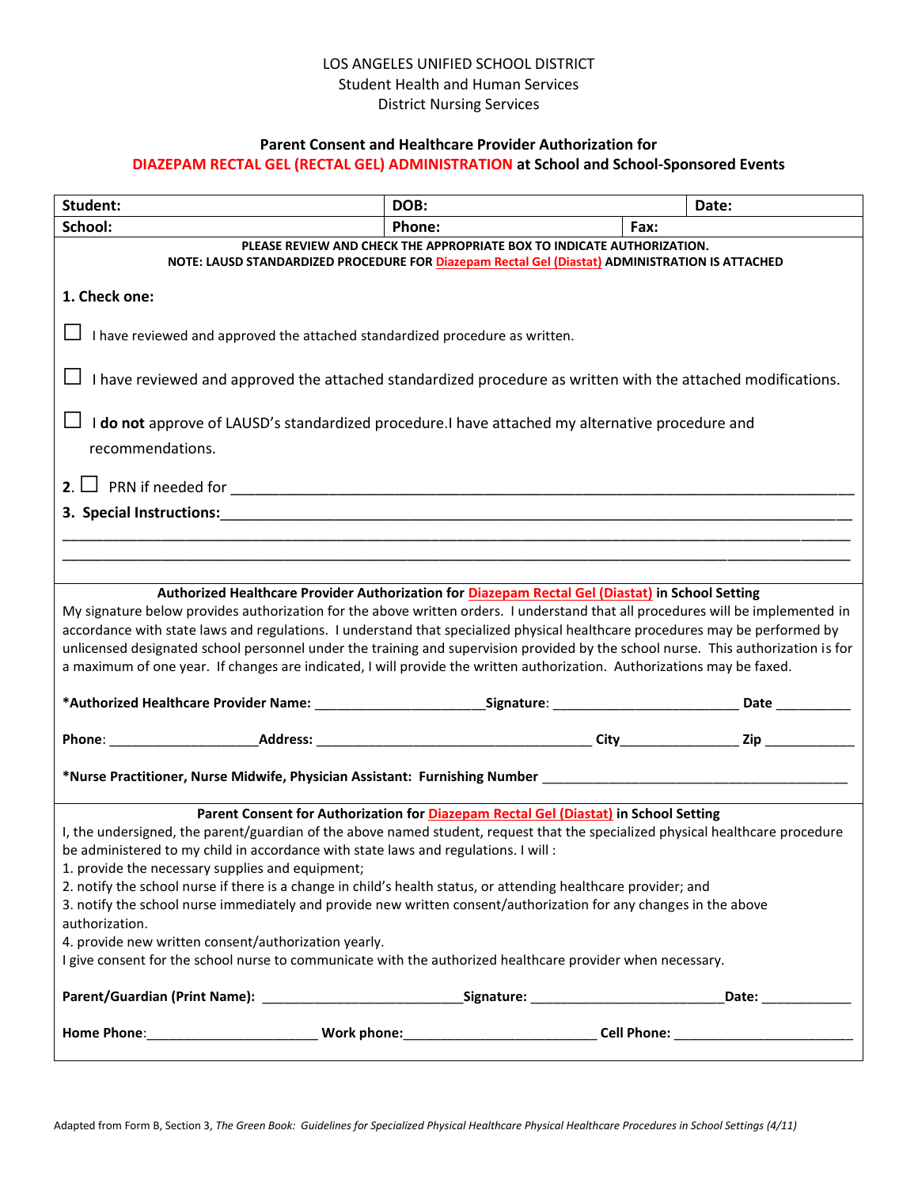LOS ANGELES UNIFIED SCHOOL DISTRICT
Student Health and Human Services
District Nursing Services

## Parent Consent and Healthcare Provider Authorization for DIAZEPAM RECTAL GEL (RECTAL GEL) ADMINISTRATION at School and School-Sponsored Events

| **Student:** | **DOB:** | | **Date:** |
|---|---|---|---|
| **School:** | **Phone:** | **Fax:** | |

**PLEASE REVIEW AND CHECK THE APPROPRIATE BOX TO INDICATE AUTHORIZATION.**
**NOTE: LAUSD STANDARDIZED PROCEDURE FOR Diazepam Rectal Gel (Diastat) ADMINISTRATION IS ATTACHED**

**1. Check one:**

☐ I have reviewed and approved the attached standardized procedure as written.

☐ I have reviewed and approved the attached standardized procedure as written with the attached modifications.

☐ I **do not** approve of LAUSD's standardized procedure.I have attached my alternative procedure and recommendations.

**2.** ☐ PRN if needed for ______________________________________________________________

**3. Special Instructions:**______________________________________________________________

______________________________________________________________________________________

______________________________________________________________________________________

### Authorized Healthcare Provider Authorization for Diazepam Rectal Gel (Diastat) in School Setting

My signature below provides authorization for the above written orders. I understand that all procedures will be implemented in accordance with state laws and regulations. I understand that specialized physical healthcare procedures may be performed by unlicensed designated school personnel under the training and supervision provided by the school nurse. This authorization is for a maximum of one year. If changes are indicated, I will provide the written authorization. Authorizations may be faxed.

***Authorized Healthcare Provider Name:** ______________________ **Signature**: _________________________ **Date** __________

**Phone**: ____________________ **Address:** _____________________________________ **City**_______________ **Zip** ____________

***Nurse Practitioner, Nurse Midwife, Physician Assistant: Furnishing Number** ________________________________________

### Parent Consent for Authorization for Diazepam Rectal Gel (Diastat) in School Setting

I, the undersigned, the parent/guardian of the above named student, request that the specialized physical healthcare procedure be administered to my child in accordance with state laws and regulations. I will :

1. provide the necessary supplies and equipment;
2. notify the school nurse if there is a change in child's health status, or attending healthcare provider; and
3. notify the school nurse immediately and provide new written consent/authorization for any changes in the above authorization.
4. provide new written consent/authorization yearly.

I give consent for the school nurse to communicate with the authorized healthcare provider when necessary.

**Parent/Guardian (Print Name):** __________________________ **Signature:** _________________________ **Date:** ____________

**Home Phone**:______________________ **Work phone:**_________________________ **Cell Phone:** ________________________

Adapted from Form B, Section 3, *The Green Book: Guidelines for Specialized Physical Healthcare Physical Healthcare Procedures in School Settings (4/11)*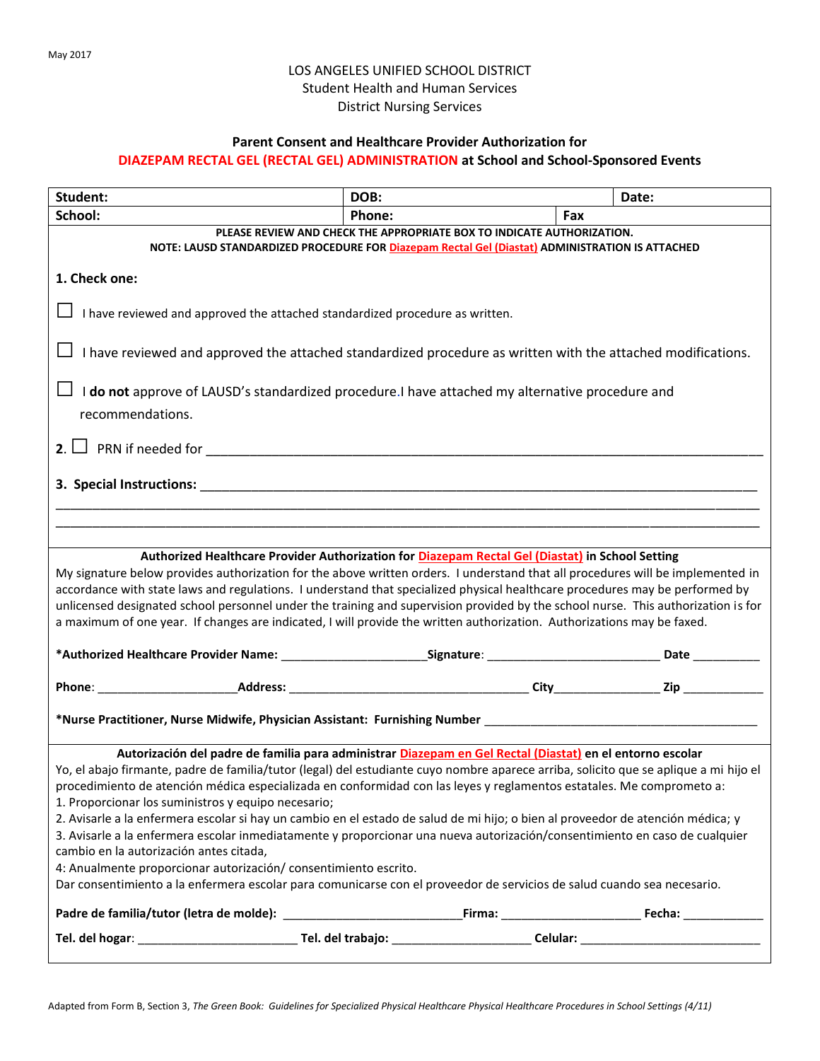May 2017

LOS ANGELES UNIFIED SCHOOL DISTRICT
Student Health and Human Services
District Nursing Services

**Parent Consent and Healthcare Provider Authorization for**
**DIAZEPAM RECTAL GEL (RECTAL GEL) ADMINISTRATION at School and School-Sponsored Events**

| | | | |
|---|---|---|---|
| **Student:** | **DOB:** | | **Date:** |
| **School:** | **Phone:** | **Fax** | |

**PLEASE REVIEW AND CHECK THE APPROPRIATE BOX TO INDICATE AUTHORIZATION.**
**NOTE: LAUSD STANDARDIZED PROCEDURE FOR Diazepam Rectal Gel (Diastat) ADMINISTRATION IS ATTACHED**

**1. Check one:**

☐ I have reviewed and approved the attached standardized procedure as written.

☐ I have reviewed and approved the attached standardized procedure as written with the attached modifications.

☐ I **do not** approve of LAUSD's standardized procedure.I have attached my alternative procedure and recommendations.

**2.** ☐ PRN if needed for ______________________________________________

**3. Special Instructions:** ______________________________________________

______________________________________________

______________________________________________

**Authorized Healthcare Provider Authorization for Diazepam Rectal Gel (Diastat) in School Setting**

My signature below provides authorization for the above written orders. I understand that all procedures will be implemented in accordance with state laws and regulations. I understand that specialized physical healthcare procedures may be performed by unlicensed designated school personnel under the training and supervision provided by the school nurse. This authorization is for a maximum of one year. If changes are indicated, I will provide the written authorization. Authorizations may be faxed.

**\*Authorized Healthcare Provider Name:** ____________________**Signature**: ________________________ **Date** __________

Phone: ____________________**Address:** ________________________________ **City**______________ **Zip** ___________

**\*Nurse Practitioner, Nurse Midwife, Physician Assistant: Furnishing Number** ______________________________________

**Autorización del padre de familia para administrar Diazepam en Gel Rectal (Diastat) en el entorno escolar**

Yo, el abajo firmante, padre de familia/tutor (legal) del estudiante cuyo nombre aparece arriba, solicito que se aplique a mi hijo el procedimiento de atención médica especializada en conformidad con las leyes y reglamentos estatales. Me comprometo a:
1. Proporcionar los suministros y equipo necesario;
2. Avisarle a la enfermera escolar si hay un cambio en el estado de salud de mi hijo; o bien al proveedor de atención médica; y
3. Avisarle a la enfermera escolar inmediatamente y proporcionar una nueva autorización/consentimiento en caso de cualquier cambio en la autorización antes citada,
4: Anualmente proporcionar autorización/ consentimiento escrito.
Dar consentimiento a la enfermera escolar para comunicarse con el proveedor de servicios de salud cuando sea necesario.

**Padre de familia/tutor (letra de molde):** _________________________**Firma:** ____________________ **Fecha:** ___________

**Tel. del hogar**: _______________________ **Tel. del trabajo:** ____________________ **Celular:** __________________________

Adapted from Form B, Section 3, *The Green Book: Guidelines for Specialized Physical Healthcare Physical Healthcare Procedures in School Settings (4/11)*